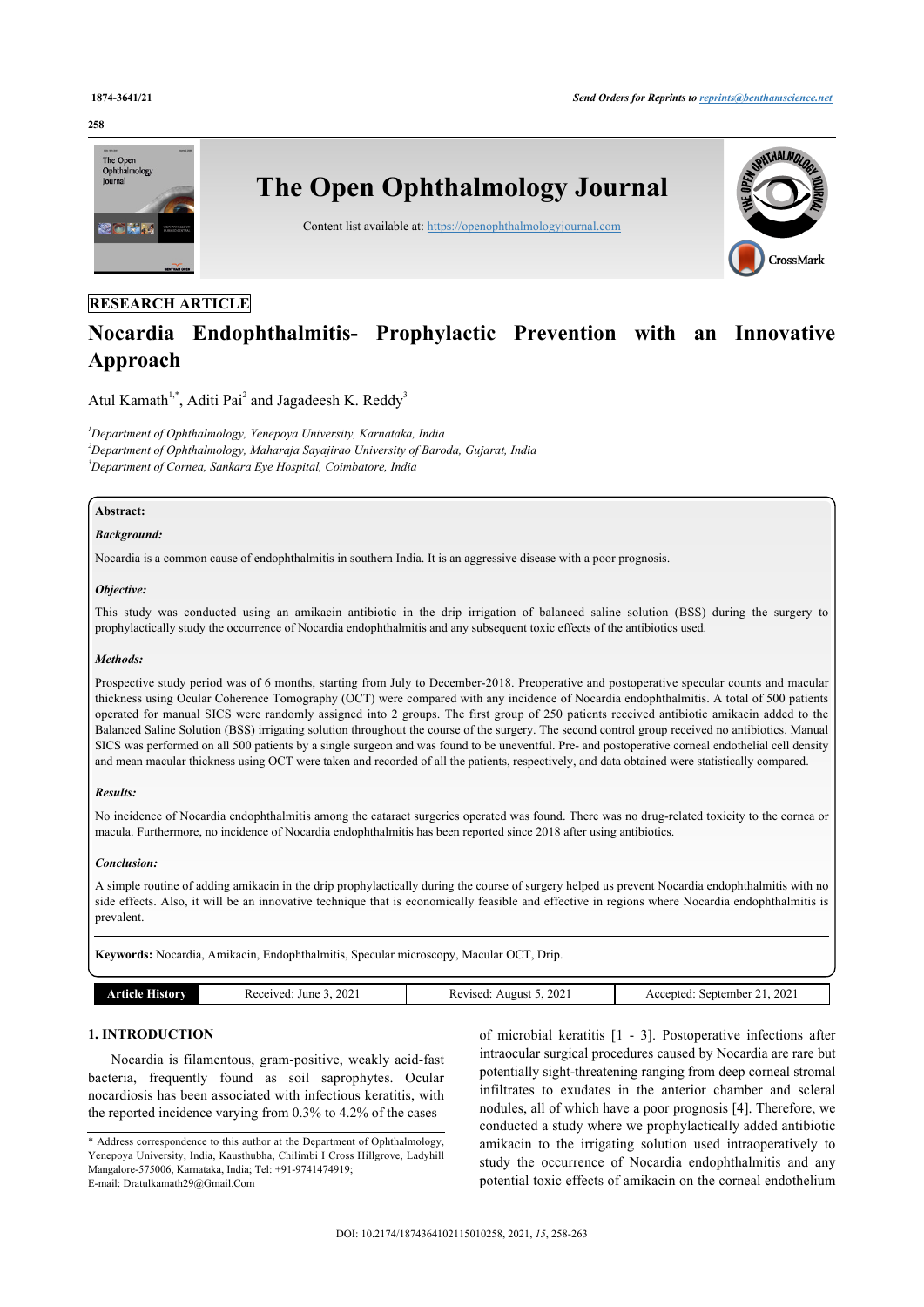RESEARCH ARTICLE

# Nocardia Endophthalmitis- Prophylactic Prevention with an Innovative Approach

Atul Kamath[1,*], Aditi Pai[2] and Jagadeesh K. Reddy[3]

[1]*Department of Ophthalmology, Yenepoya University, Karnataka, India*
[2]*Department of Ophthalmology, Maharaja Sayajirao University of Baroda, Gujarat, India*
[3]*Department of Cornea, Sankara Eye Hospital, Coimbatore, India*

**Abstract:**

***Background:***

Nocardia is a common cause of endophthalmitis in southern India. It is an aggressive disease with a poor prognosis.

***Objective:***

This study was conducted using an amikacin antibiotic in the drip irrigation of balanced saline solution (BSS) during the surgery to prophylactically study the occurrence of Nocardia endophthalmitis and any subsequent toxic effects of the antibiotics used.

***Methods:***

Prospective study period was of 6 months, starting from July to December-2018. Preoperative and postoperative specular counts and macular thickness using Ocular Coherence Tomography (OCT) were compared with any incidence of Nocardia endophthalmitis. A total of 500 patients operated for manual SICS were randomly assigned into 2 groups. The first group of 250 patients received antibiotic amikacin added to the Balanced Saline Solution (BSS) irrigating solution throughout the course of the surgery. The second control group received no antibiotics. Manual SICS was performed on all 500 patients by a single surgeon and was found to be uneventful. Pre- and postoperative corneal endothelial cell density and mean macular thickness using OCT were taken and recorded of all the patients, respectively, and data obtained were statistically compared.

***Results:***

No incidence of Nocardia endophthalmitis among the cataract surgeries operated was found. There was no drug-related toxicity to the cornea or macula. Furthermore, no incidence of Nocardia endophthalmitis has been reported since 2018 after using antibiotics.

***Conclusion:***

A simple routine of adding amikacin in the drip prophylactically during the course of surgery helped us prevent Nocardia endophthalmitis with no side effects. Also, it will be an innovative technique that is economically feasible and effective in regions where Nocardia endophthalmitis is prevalent.

**Keywords:** Nocardia, Amikacin, Endophthalmitis, Specular microscopy, Macular OCT, Drip.

| Article History | Received: June 3, 2021 | Revised: August 5, 2021 | Accepted: September 21, 2021 |
|---|---|---|---|

## 1. INTRODUCTION

Nocardia is filamentous, gram-positive, weakly acid-fast bacteria, frequently found as soil saprophytes. Ocular nocardiosis has been associated with infectious keratitis, with the reported incidence varying from 0.3% to 4.2% of the cases of microbial keratitis [1 - 3]. Postoperative infections after intraocular surgical procedures caused by Nocardia are rare but potentially sight-threatening ranging from deep corneal stromal infiltrates to exudates in the anterior chamber and scleral nodules, all of which have a poor prognosis [4]. Therefore, we conducted a study where we prophylactically added antibiotic amikacin to the irrigating solution used intraoperatively to study the occurrence of Nocardia endophthalmitis and any potential toxic effects of amikacin on the corneal endothelium

\* Address correspondence to this author at the Department of Ophthalmology, Yenepoya University, India, Kausthubha, Chilimbi I Cross Hillgrove, Ladyhill Mangalore-575006, Karnataka, India; Tel: +91-9741474919;
E-mail: Dratulkamath29@Gmail.Com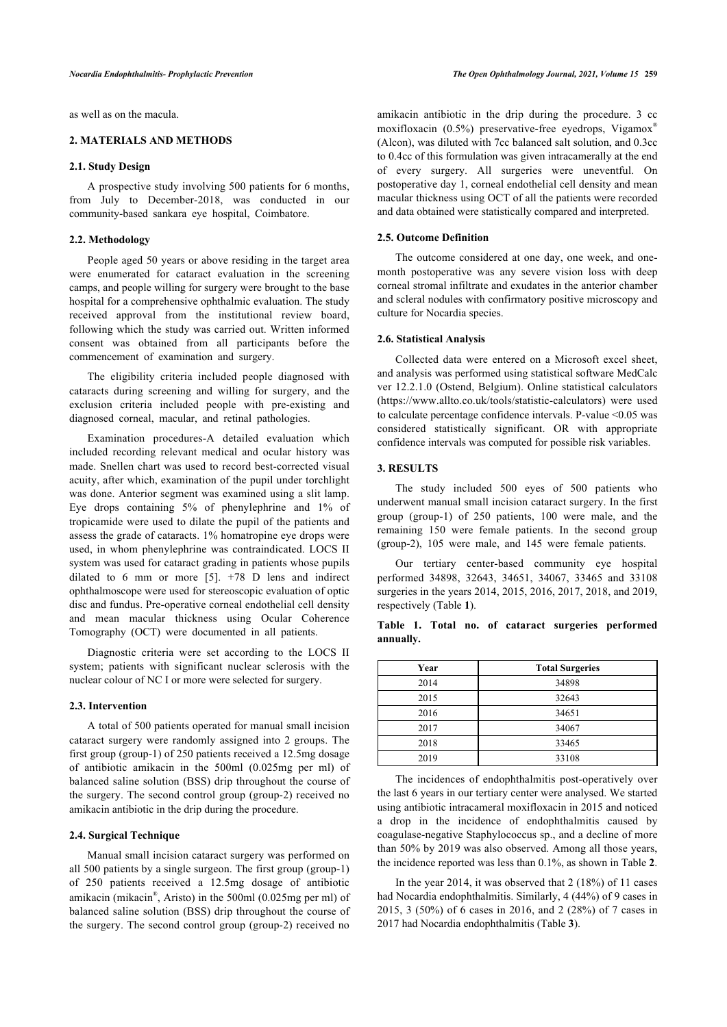as well as on the macula.

## 2. MATERIALS AND METHODS

### 2.1. Study Design

A prospective study involving 500 patients for 6 months, from July to December-2018, was conducted in our community-based sankara eye hospital, Coimbatore.

### 2.2. Methodology

People aged 50 years or above residing in the target area were enumerated for cataract evaluation in the screening camps, and people willing for surgery were brought to the base hospital for a comprehensive ophthalmic evaluation. The study received approval from the institutional review board, following which the study was carried out. Written informed consent was obtained from all participants before the commencement of examination and surgery.

The eligibility criteria included people diagnosed with cataracts during screening and willing for surgery, and the exclusion criteria included people with pre-existing and diagnosed corneal, macular, and retinal pathologies.

Examination procedures-A detailed evaluation which included recording relevant medical and ocular history was made. Snellen chart was used to record best-corrected visual acuity, after which, examination of the pupil under torchlight was done. Anterior segment was examined using a slit lamp. Eye drops containing 5% of phenylephrine and 1% of tropicamide were used to dilate the pupil of the patients and assess the grade of cataracts. 1% homatropine eye drops were used, in whom phenylephrine was contraindicated. LOCS II system was used for cataract grading in patients whose pupils dilated to 6 mm or more [5]. +78 D lens and indirect ophthalmoscope were used for stereoscopic evaluation of optic disc and fundus. Pre-operative corneal endothelial cell density and mean macular thickness using Ocular Coherence Tomography (OCT) were documented in all patients.

Diagnostic criteria were set according to the LOCS II system; patients with significant nuclear sclerosis with the nuclear colour of NC I or more were selected for surgery.

### 2.3. Intervention

A total of 500 patients operated for manual small incision cataract surgery were randomly assigned into 2 groups. The first group (group-1) of 250 patients received a 12.5mg dosage of antibiotic amikacin in the 500ml (0.025mg per ml) of balanced saline solution (BSS) drip throughout the course of the surgery. The second control group (group-2) received no amikacin antibiotic in the drip during the procedure.

### 2.4. Surgical Technique

Manual small incision cataract surgery was performed on all 500 patients by a single surgeon. The first group (group-1) of 250 patients received a 12.5mg dosage of antibiotic amikacin (mikacin®, Aristo) in the 500ml (0.025mg per ml) of balanced saline solution (BSS) drip throughout the course of the surgery. The second control group (group-2) received no amikacin antibiotic in the drip during the procedure. 3 cc moxifloxacin (0.5%) preservative-free eyedrops, Vigamox® (Alcon), was diluted with 7cc balanced salt solution, and 0.3cc to 0.4cc of this formulation was given intracamerally at the end of every surgery. All surgeries were uneventful. On postoperative day 1, corneal endothelial cell density and mean macular thickness using OCT of all the patients were recorded and data obtained were statistically compared and interpreted.

### 2.5. Outcome Definition

The outcome considered at one day, one week, and one-month postoperative was any severe vision loss with deep corneal stromal infiltrate and exudates in the anterior chamber and scleral nodules with confirmatory positive microscopy and culture for Nocardia species.

### 2.6. Statistical Analysis

Collected data were entered on a Microsoft excel sheet, and analysis was performed using statistical software MedCalc ver 12.2.1.0 (Ostend, Belgium). Online statistical calculators (https://www.allto.co.uk/tools/statistic-calculators) were used to calculate percentage confidence intervals. P-value <0.05 was considered statistically significant. OR with appropriate confidence intervals was computed for possible risk variables.

## 3. RESULTS

The study included 500 eyes of 500 patients who underwent manual small incision cataract surgery. In the first group (group-1) of 250 patients, 100 were male, and the remaining 150 were female patients. In the second group (group-2), 105 were male, and 145 were female patients.

Our tertiary center-based community eye hospital performed 34898, 32643, 34651, 34067, 33465 and 33108 surgeries in the years 2014, 2015, 2016, 2017, 2018, and 2019, respectively (Table **1**).

**Table 1. Total no. of cataract surgeries performed annually.**

| Year | Total Surgeries |
|---|---|
| 2014 | 34898 |
| 2015 | 32643 |
| 2016 | 34651 |
| 2017 | 34067 |
| 2018 | 33465 |
| 2019 | 33108 |

The incidences of endophthalmitis post-operatively over the last 6 years in our tertiary center were analysed. We started using antibiotic intracameral moxifloxacin in 2015 and noticed a drop in the incidence of endophthalmitis caused by coagulase-negative Staphylococcus sp., and a decline of more than 50% by 2019 was also observed. Among all those years, the incidence reported was less than 0.1%, as shown in Table **2**.

In the year 2014, it was observed that 2 (18%) of 11 cases had Nocardia endophthalmitis. Similarly, 4 (44%) of 9 cases in 2015, 3 (50%) of 6 cases in 2016, and 2 (28%) of 7 cases in 2017 had Nocardia endophthalmitis (Table **3**).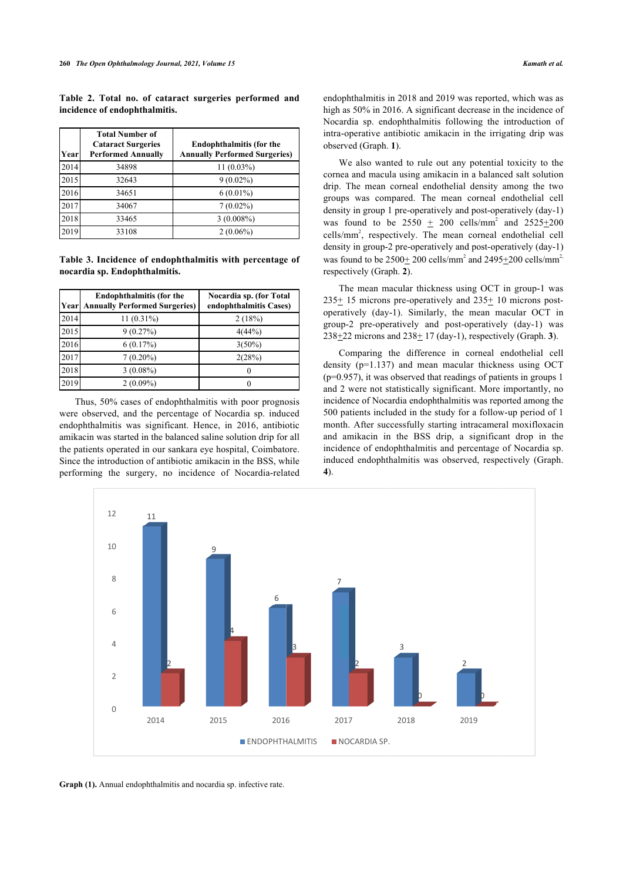**Table 2. Total no. of cataract surgeries performed and incidence of endophthalmitis.**

| Year | Total Number of Cataract Surgeries Performed Annually | Endophthalmitis (for the Annually Performed Surgeries) |
|---|---|---|
| 2014 | 34898 | 11 (0.03%) |
| 2015 | 32643 | 9 (0.02%) |
| 2016 | 34651 | 6 (0.01%) |
| 2017 | 34067 | 7 (0.02%) |
| 2018 | 33465 | 3 (0.008%) |
| 2019 | 33108 | 2 (0.06%) |

**Table 3. Incidence of endophthalmitis with percentage of nocardia sp. Endophthalmitis.**

| Year | Endophthalmitis (for the Annually Performed Surgeries) | Nocardia sp. (for Total endophthalmitis Cases) |
|---|---|---|
| 2014 | 11 (0.31%) | 2 (18%) |
| 2015 | 9 (0.27%) | 4(44%) |
| 2016 | 6 (0.17%) | 3(50%) |
| 2017 | 7 (0.20%) | 2(28%) |
| 2018 | 3 (0.08%) | 0 |
| 2019 | 2 (0.09%) | 0 |

Thus, 50% cases of endophthalmitis with poor prognosis were observed, and the percentage of Nocardia sp. induced endophthalmitis was significant. Hence, in 2016, antibiotic amikacin was started in the balanced saline solution drip for all the patients operated in our sankara eye hospital, Coimbatore. Since the introduction of antibiotic amikacin in the BSS, while performing the surgery, no incidence of Nocardia-related endophthalmitis in 2018 and 2019 was reported, which was as high as 50% in 2016. A significant decrease in the incidence of Nocardia sp. endophthalmitis following the introduction of intra-operative antibiotic amikacin in the irrigating drip was observed (Graph. **1**).

We also wanted to rule out any potential toxicity to the cornea and macula using amikacin in a balanced salt solution drip. The mean corneal endothelial density among the two groups was compared. The mean corneal endothelial cell density in group 1 pre-operatively and post-operatively (day-1) was found to be $2550 \pm 200$ cells/mm$^2$ and $2525 \pm 200$ cells/mm$^2$, respectively. The mean corneal endothelial cell density in group-2 pre-operatively and post-operatively (day-1) was found to be $2500 \pm 200$ cells/mm$^2$ and $2495 \pm 200$ cells/mm$^2$, respectively (Graph. **2**).

The mean macular thickness using OCT in group-1 was $235 \pm 15$ microns pre-operatively and $235 \pm 10$ microns post-operatively (day-1). Similarly, the mean macular OCT in group-2 pre-operatively and post-operatively (day-1) was $238 \pm 22$ microns and $238 \pm 17$ (day-1), respectively (Graph. **3**).

Comparing the difference in corneal endothelial cell density ($p=1.137$) and mean macular thickness using OCT ($p=0.957$), it was observed that readings of patients in groups 1 and 2 were not statistically significant. More importantly, no incidence of Nocardia endophthalmitis was reported among the 500 patients included in the study for a follow-up period of 1 month. After successfully starting intracameral moxifloxacin and amikacin in the BSS drip, a significant drop in the incidence of endophthalmitis and percentage of Nocardia sp. induced endophthalmitis was observed, respectively (Graph. **4**).

**Graph (1).** Annual endophthalmitis and nocardia sp. infective rate.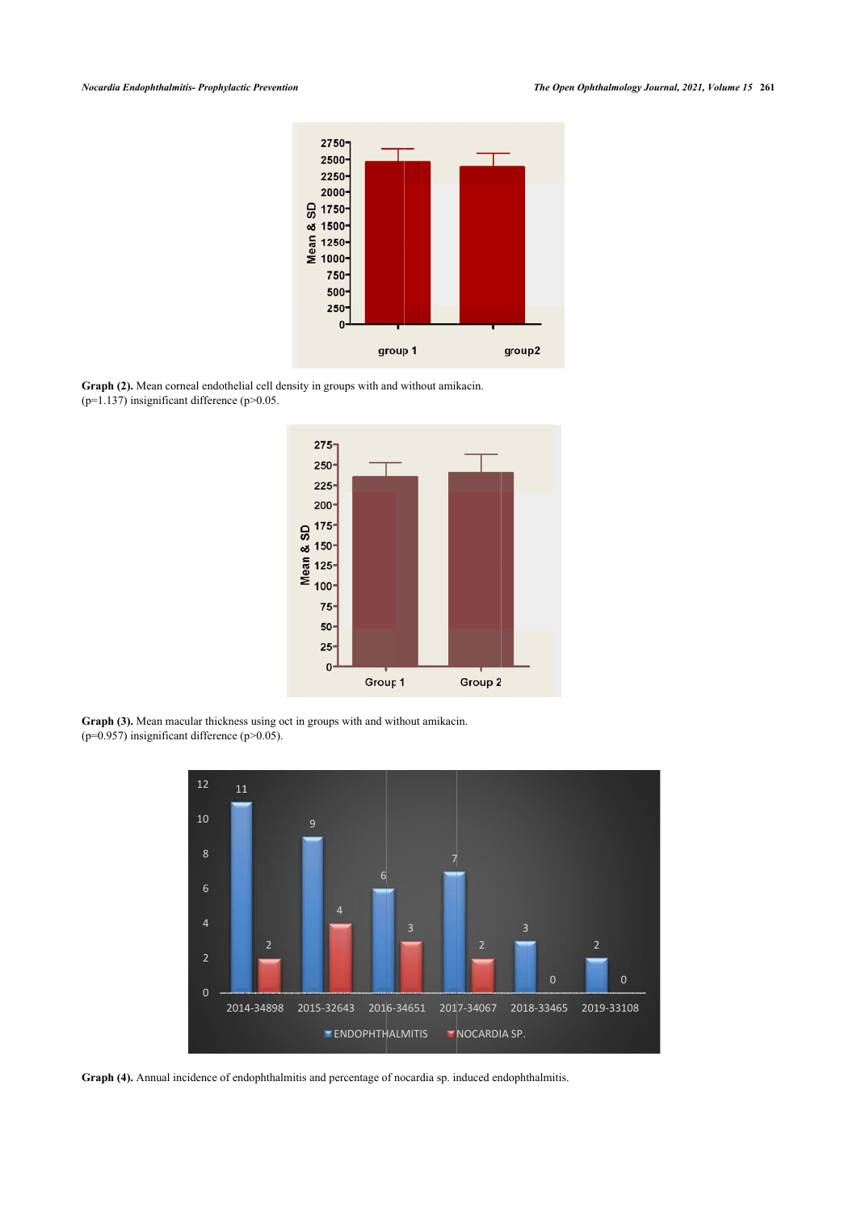**Graph (2).** Mean corneal endothelial cell density in groups with and without amikacin.
(p=1.137) insignificant difference (p>0.05).

**Graph (3).** Mean macular thickness using oct in groups with and without amikacin.
(p=0.957) insignificant difference (p>0.05).

**Graph (4).** Annual incidence of endophthalmitis and percentage of nocardia sp. induced endophthalmitis.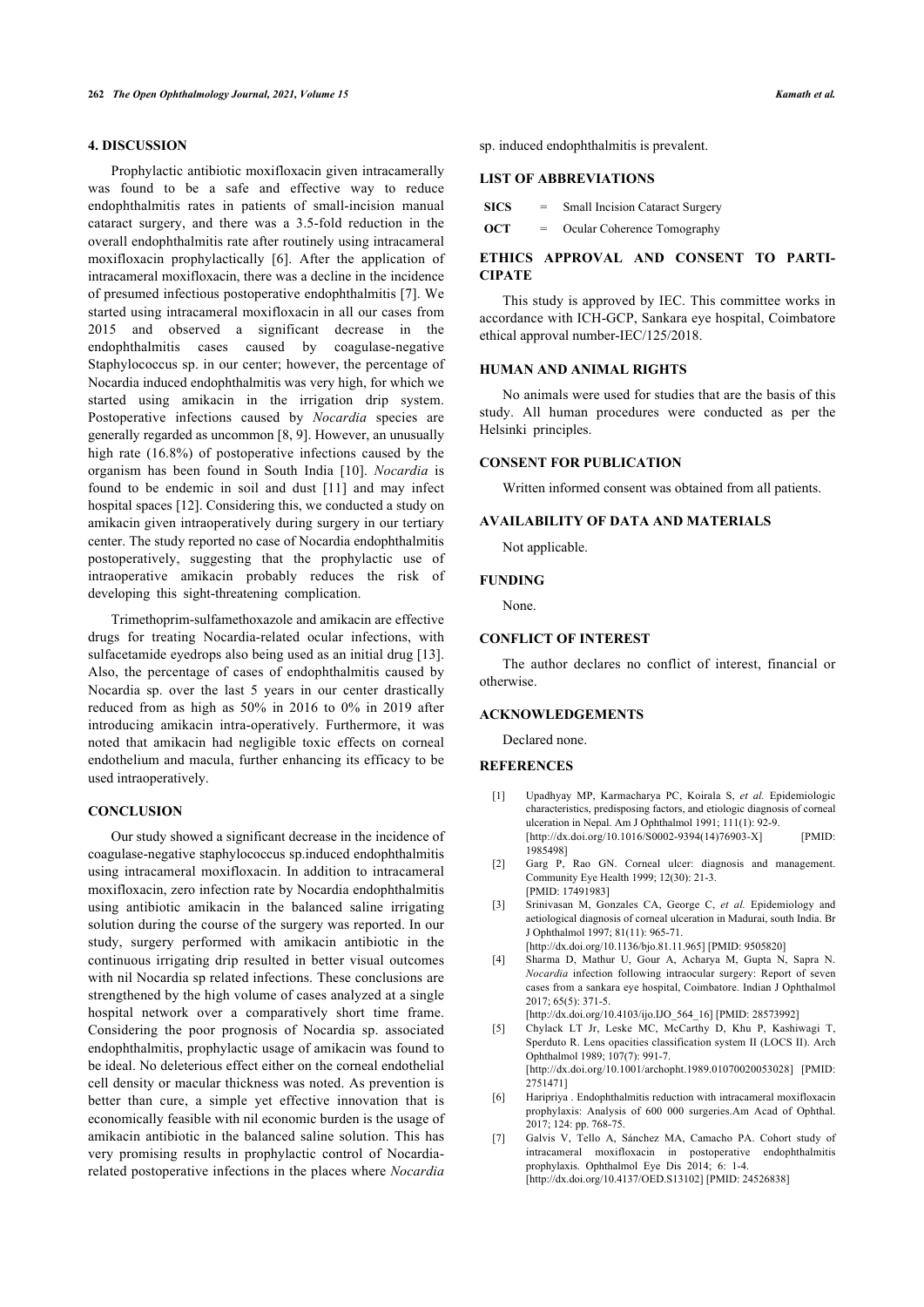## 4. DISCUSSION

Prophylactic antibiotic moxifloxacin given intracamerally was found to be a safe and effective way to reduce endophthalmitis rates in patients of small-incision manual cataract surgery, and there was a 3.5-fold reduction in the overall endophthalmitis rate after routinely using intracameral moxifloxacin prophylactically [6]. After the application of intracameral moxifloxacin, there was a decline in the incidence of presumed infectious postoperative endophthalmitis [7]. We started using intracameral moxifloxacin in all our cases from 2015 and observed a significant decrease in the endophthalmitis cases caused by coagulase-negative Staphylococcus sp. in our center; however, the percentage of Nocardia induced endophthalmitis was very high, for which we started using amikacin in the irrigation drip system. Postoperative infections caused by *Nocardia* species are generally regarded as uncommon [8, 9]. However, an unusually high rate (16.8%) of postoperative infections caused by the organism has been found in South India [10]. *Nocardia* is found to be endemic in soil and dust [11] and may infect hospital spaces [12]. Considering this, we conducted a study on amikacin given intraoperatively during surgery in our tertiary center. The study reported no case of Nocardia endophthalmitis postoperatively, suggesting that the prophylactic use of intraoperative amikacin probably reduces the risk of developing this sight-threatening complication.

Trimethoprim-sulfamethoxazole and amikacin are effective drugs for treating Nocardia-related ocular infections, with sulfacetamide eyedrops also being used as an initial drug [13]. Also, the percentage of cases of endophthalmitis caused by Nocardia sp. over the last 5 years in our center drastically reduced from as high as 50% in 2016 to 0% in 2019 after introducing amikacin intra-operatively. Furthermore, it was noted that amikacin had negligible toxic effects on corneal endothelium and macula, further enhancing its efficacy to be used intraoperatively.

## CONCLUSION

Our study showed a significant decrease in the incidence of coagulase-negative staphylococcus sp.induced endophthalmitis using intracameral moxifloxacin. In addition to intracameral moxifloxacin, zero infection rate by Nocardia endophthalmitis using antibiotic amikacin in the balanced saline irrigating solution during the course of the surgery was reported. In our study, surgery performed with amikacin antibiotic in the continuous irrigating drip resulted in better visual outcomes with nil Nocardia sp related infections. These conclusions are strengthened by the high volume of cases analyzed at a single hospital network over a comparatively short time frame. Considering the poor prognosis of Nocardia sp. associated endophthalmitis, prophylactic usage of amikacin was found to be ideal. No deleterious effect either on the corneal endothelial cell density or macular thickness was noted. As prevention is better than cure, a simple yet effective innovation that is economically feasible with nil economic burden is the usage of amikacin antibiotic in the balanced saline solution. This has very promising results in prophylactic control of Nocardia-related postoperative infections in the places where *Nocardia* sp. induced endophthalmitis is prevalent.

## LIST OF ABBREVIATIONS

| | | |
|---|---|---|
| **SICS** | = | Small Incision Cataract Surgery |
| **OCT** | = | Ocular Coherence Tomography |

## ETHICS APPROVAL AND CONSENT TO PARTICIPATE

This study is approved by IEC. This committee works in accordance with ICH-GCP, Sankara eye hospital, Coimbatore ethical approval number-IEC/125/2018.

## HUMAN AND ANIMAL RIGHTS

No animals were used for studies that are the basis of this study. All human procedures were conducted as per the Helsinki principles.

## CONSENT FOR PUBLICATION

Written informed consent was obtained from all patients.

## AVAILABILITY OF DATA AND MATERIALS

Not applicable.

## FUNDING

None.

## CONFLICT OF INTEREST

The author declares no conflict of interest, financial or otherwise.

## ACKNOWLEDGEMENTS

Declared none.

## REFERENCES

[1] Upadhyay MP, Karmacharya PC, Koirala S, *et al.* Epidemiologic characteristics, predisposing factors, and etiologic diagnosis of corneal ulceration in Nepal. Am J Ophthalmol 1991; 111(1): 92-9. [http://dx.doi.org/10.1016/S0002-9394(14)76903-X] [PMID: 1985498]

[2] Garg P, Rao GN. Corneal ulcer: diagnosis and management. Community Eye Health 1999; 12(30): 21-3. [PMID: 17491983]

[3] Srinivasan M, Gonzales CA, George C, *et al.* Epidemiology and aetiological diagnosis of corneal ulceration in Madurai, south India. Br J Ophthalmol 1997; 81(11): 965-71. [http://dx.doi.org/10.1136/bjo.81.11.965] [PMID: 9505820]

[4] Sharma D, Mathur U, Gour A, Acharya M, Gupta N, Sapra N. *Nocardia* infection following intraocular surgery: Report of seven cases from a sankara eye hospital, Coimbatore. Indian J Ophthalmol 2017; 65(5): 371-5. [http://dx.doi.org/10.4103/ijo.IJO_564_16] [PMID: 28573992]

[5] Chylack LT Jr, Leske MC, McCarthy D, Khu P, Kashiwagi T, Sperduto R. Lens opacities classification system II (LOCS II). Arch Ophthalmol 1989; 107(7): 991-7. [http://dx.doi.org/10.1001/archopht.1989.01070020053028] [PMID: 2751471]

[6] Haripriya . Endophthalmitis reduction with intracameral moxifloxacin prophylaxis: Analysis of 600 000 surgeries.Am Acad of Ophthal. 2017; 124: pp. 768-75.

[7] Galvis V, Tello A, Sánchez MA, Camacho PA. Cohort study of intracameral moxifloxacin in postoperative endophthalmitis prophylaxis. Ophthalmol Eye Dis 2014; 6: 1-4. [http://dx.doi.org/10.4137/OED.S13102] [PMID: 24526838]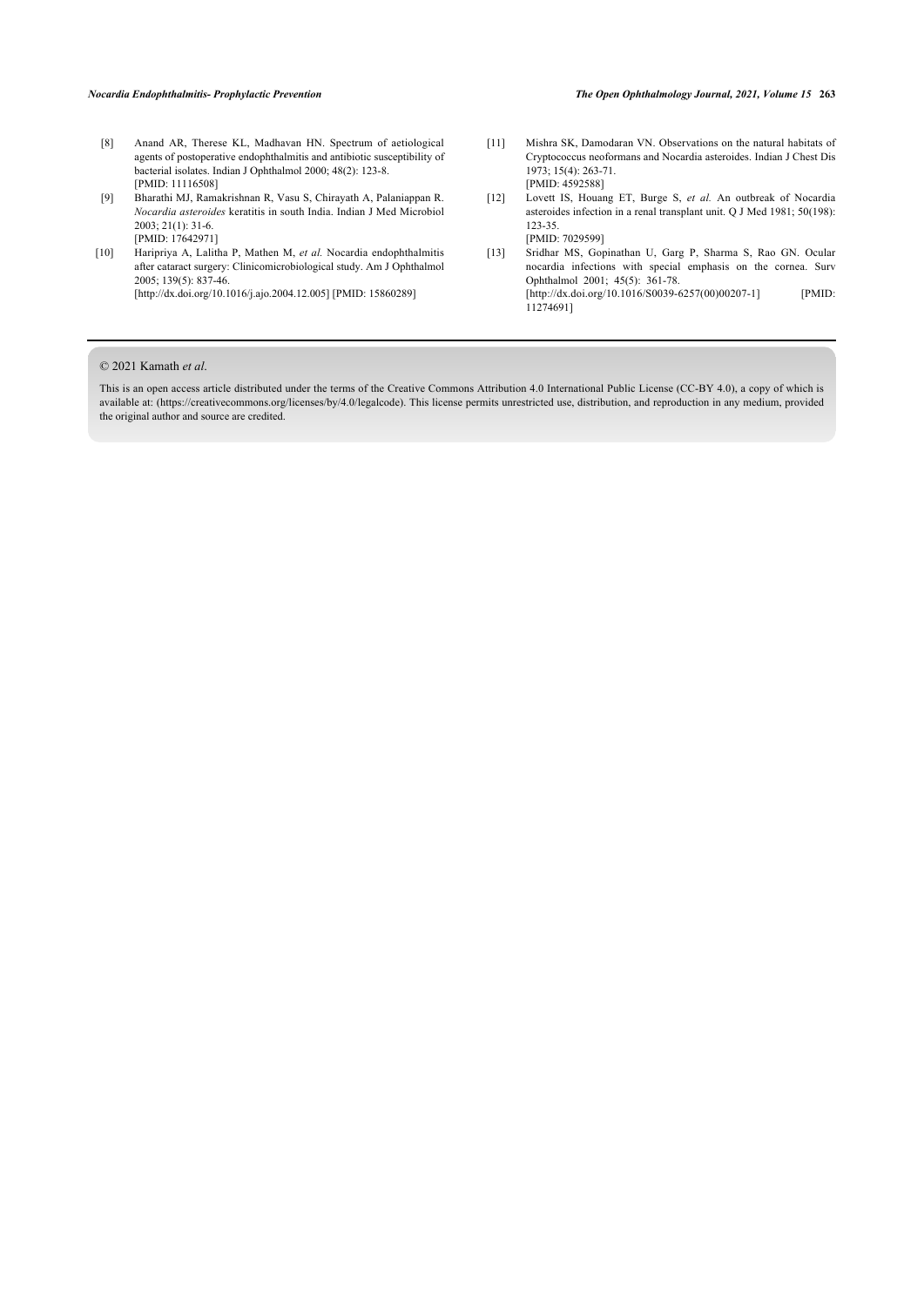[8] Anand AR, Therese KL, Madhavan HN. Spectrum of aetiological agents of postoperative endophthalmitis and antibiotic susceptibility of bacterial isolates. Indian J Ophthalmol 2000; 48(2): 123-8. [PMID: 11116508]

[9] Bharathi MJ, Ramakrishnan R, Vasu S, Chirayath A, Palaniappan R. *Nocardia asteroides* keratitis in south India. Indian J Med Microbiol 2003; 21(1): 31-6. [PMID: 17642971]

[10] Haripriya A, Lalitha P, Mathen M, *et al.* Nocardia endophthalmitis after cataract surgery: Clinicomicrobiological study. Am J Ophthalmol 2005; 139(5): 837-46. [http://dx.doi.org/10.1016/j.ajo.2004.12.005] [PMID: 15860289]

[11] Mishra SK, Damodaran VN. Observations on the natural habitats of Cryptococcus neoformans and Nocardia asteroides. Indian J Chest Dis 1973; 15(4): 263-71. [PMID: 4592588]

[12] Lovett IS, Houang ET, Burge S, *et al.* An outbreak of Nocardia asteroides infection in a renal transplant unit. Q J Med 1981; 50(198): 123-35. [PMID: 7029599]

[13] Sridhar MS, Gopinathan U, Garg P, Sharma S, Rao GN. Ocular nocardia infections with special emphasis on the cornea. Surv Ophthalmol 2001; 45(5): 361-78. [http://dx.doi.org/10.1016/S0039-6257(00)00207-1] [PMID: 11274691]

© 2021 Kamath *et al*.

This is an open access article distributed under the terms of the Creative Commons Attribution 4.0 International Public License (CC-BY 4.0), a copy of which is available at: (https://creativecommons.org/licenses/by/4.0/legalcode). This license permits unrestricted use, distribution, and reproduction in any medium, provided the original author and source are credited.